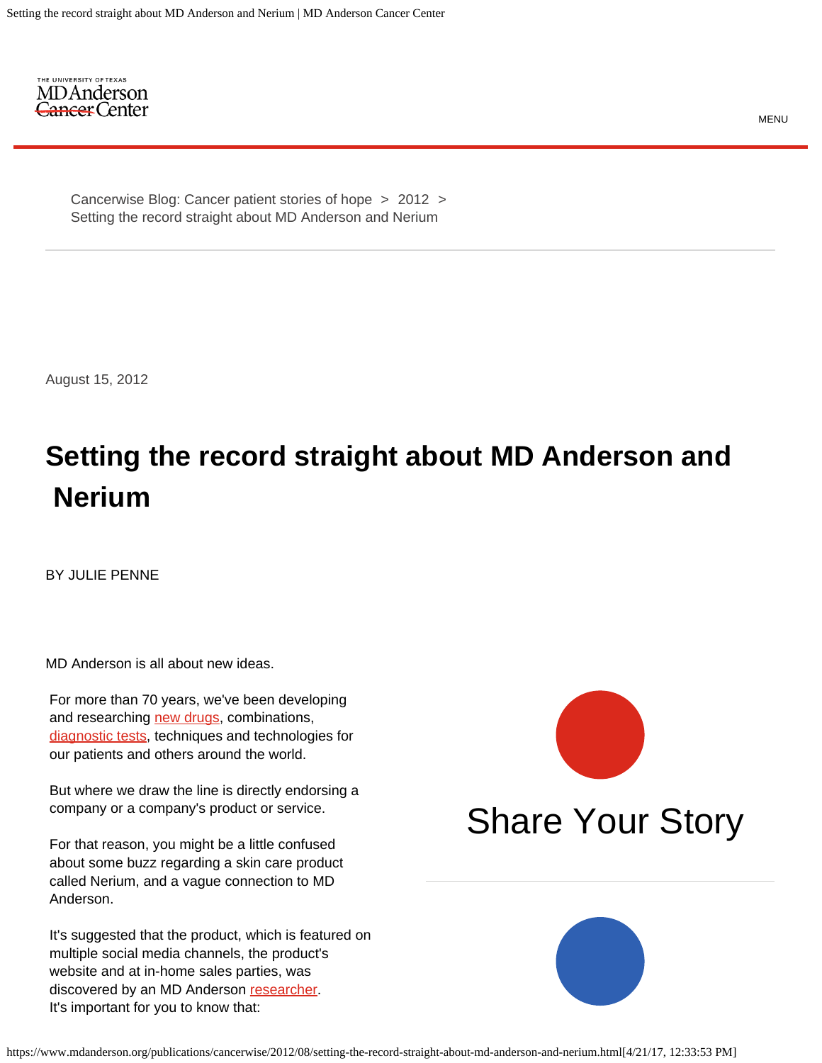Cancerwise Blog: Cancer patient stories of hope > 2012 > Setting the record straight about MD Anderson and Nerium

August 15, 2012

# Setting the record straight about MD Anderson and Nerium

BY JULIE PENNE

MD Anderson is all about new ideas.

For more than 70 years, we've been developing and researching new drugs, combinations, diagnostic tests, techniques and technologies for our patients and others around the world.

But where we draw the line is directly endorsing a company or a company's product or service.

For that reason, you might be a little confused about some buzz regarding a skin care product called Nerium, and a vague connection to MD Anderson.

It's suggested that the product, which is featured on multiple social media channels, the product's website and at in-home sales parties, was discovered by an MD Anderson researcher. It's important for you to know that:

Share Your Story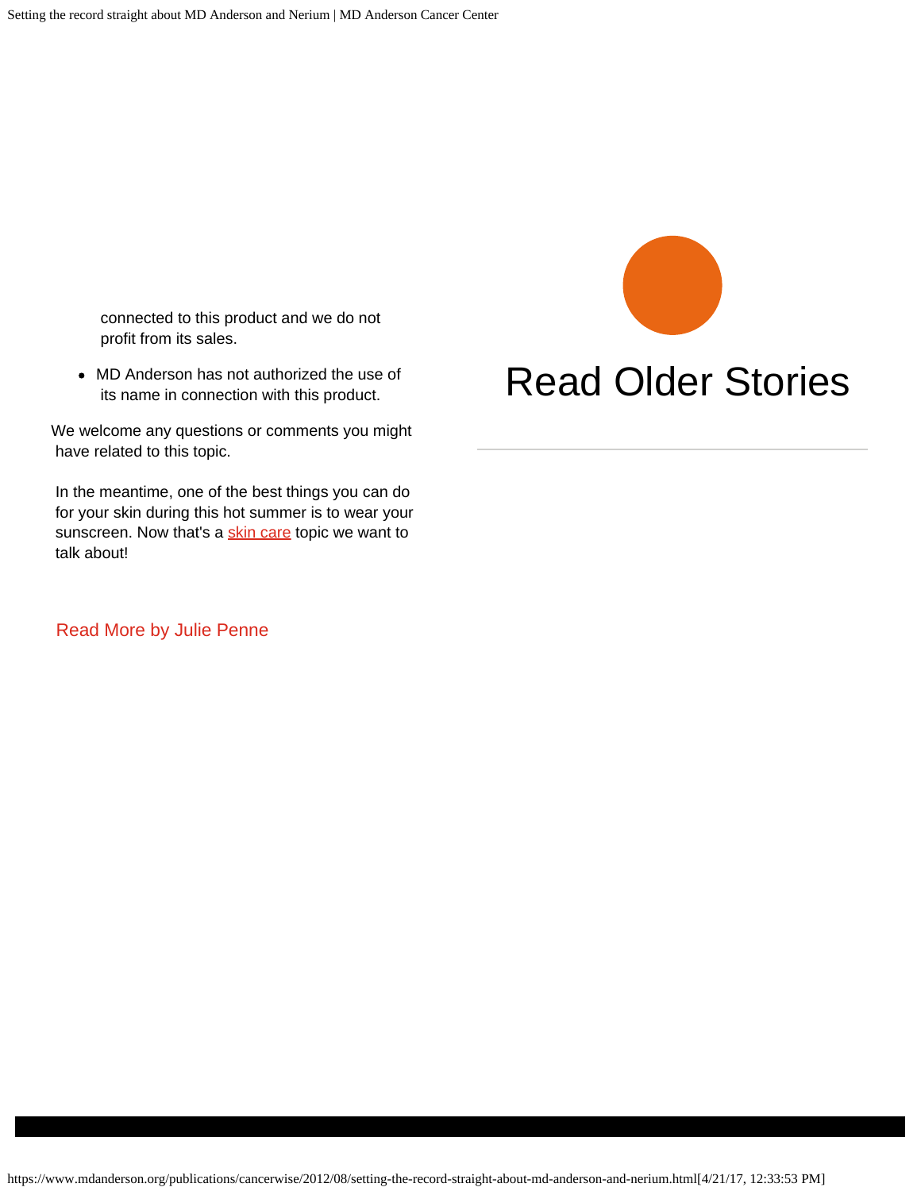connected to this product and we do not profit from its sales.

- MD Anderson has not authorized the use of its name in connection with this product.

We welcome any questions or comments you might have related to this topic.

In the meantime, one of the best things you can do for your skin during this hot summer is to wear your sunscreen. Now that's a skin care topic we want to talk about!

Read More by Julie Penne

# Read Older Stories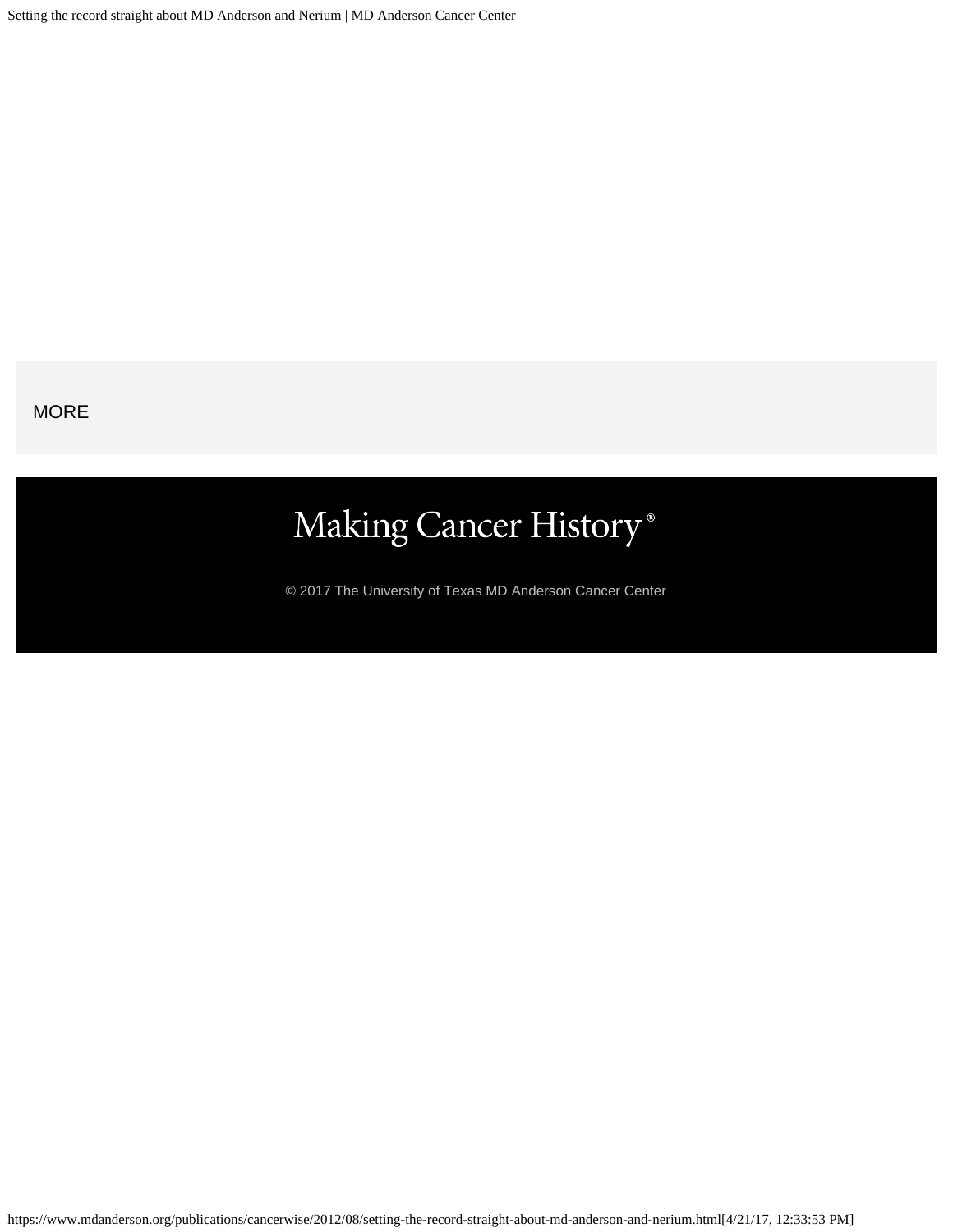MORE

Making Cancer History®

© 2017 The University of Texas MD Anderson Cancer Center